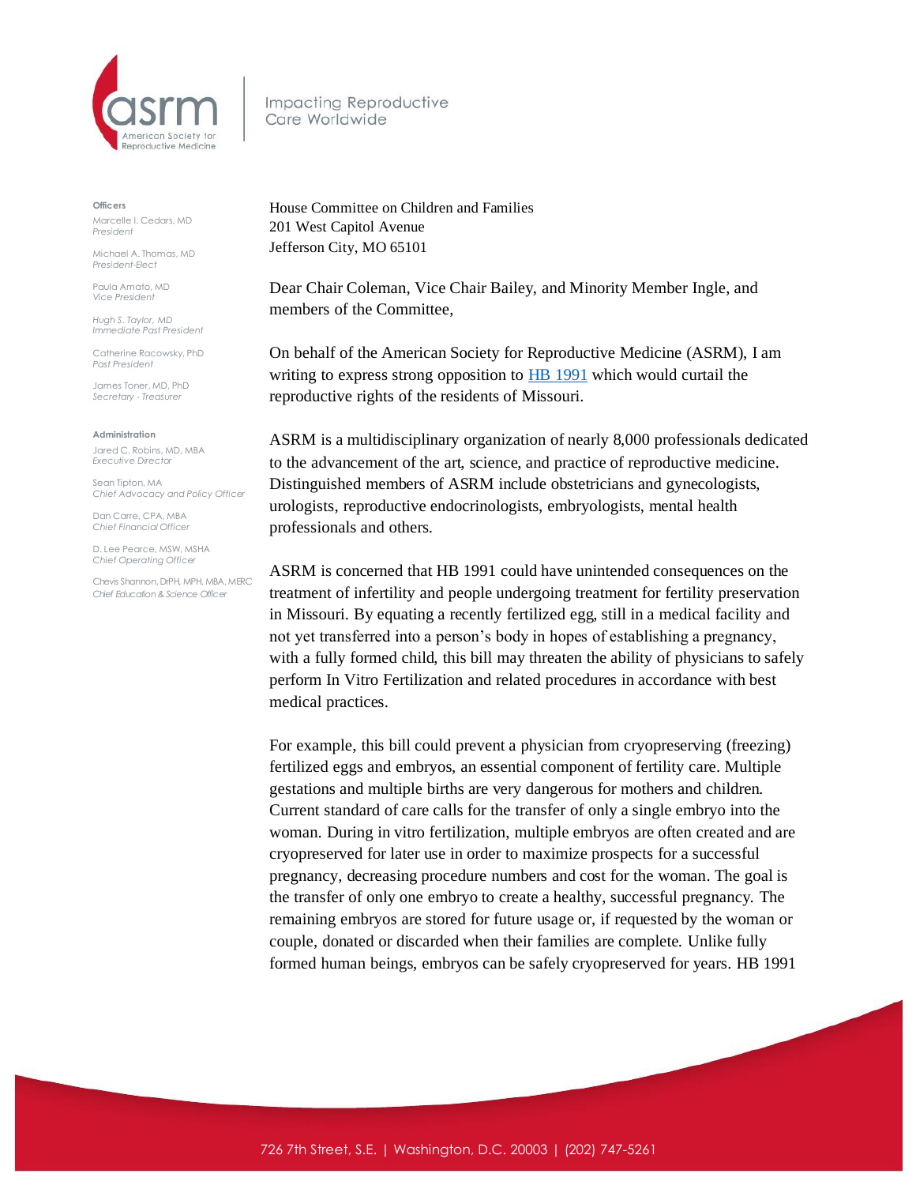**asrm** American Society for Reproductive Medicine

Impacting Reproductive Care Worldwide

**Officers**

Marcelle I. Cedars, MD
*President*

Michael A. Thomas, MD
*President-Elect*

Paula Amato, MD
*Vice President*

Hugh S. Taylor, MD
*Immediate Past President*

Catherine Racowsky, PhD
*Past President*

James Toner, MD, PhD
*Secretary - Treasurer*

**Administration**

Jared C. Robins, MD, MBA
*Executive Director*

Sean Tipton, MA
*Chief Advocacy and Policy Officer*

Dan Carre, CPA, MBA
*Chief Financial Officer*

D. Lee Pearce, MSW, MSHA
*Chief Operating Officer*

Chevis Shannon, DrPH, MPH, MBA, MERC
*Chief Education & Science Officer*

House Committee on Children and Families
201 West Capitol Avenue
Jefferson City, MO 65101

Dear Chair Coleman, Vice Chair Bailey, and Minority Member Ingle, and members of the Committee,

On behalf of the American Society for Reproductive Medicine (ASRM), I am writing to express strong opposition to [HB 1991](HB 1991) which would curtail the reproductive rights of the residents of Missouri.

ASRM is a multidisciplinary organization of nearly 8,000 professionals dedicated to the advancement of the art, science, and practice of reproductive medicine. Distinguished members of ASRM include obstetricians and gynecologists, urologists, reproductive endocrinologists, embryologists, mental health professionals and others.

ASRM is concerned that HB 1991 could have unintended consequences on the treatment of infertility and people undergoing treatment for fertility preservation in Missouri. By equating a recently fertilized egg, still in a medical facility and not yet transferred into a person's body in hopes of establishing a pregnancy, with a fully formed child, this bill may threaten the ability of physicians to safely perform In Vitro Fertilization and related procedures in accordance with best medical practices.

For example, this bill could prevent a physician from cryopreserving (freezing) fertilized eggs and embryos, an essential component of fertility care. Multiple gestations and multiple births are very dangerous for mothers and children. Current standard of care calls for the transfer of only a single embryo into the woman. During in vitro fertilization, multiple embryos are often created and are cryopreserved for later use in order to maximize prospects for a successful pregnancy, decreasing procedure numbers and cost for the woman. The goal is the transfer of only one embryo to create a healthy, successful pregnancy. The remaining embryos are stored for future usage or, if requested by the woman or couple, donated or discarded when their families are complete. Unlike fully formed human beings, embryos can be safely cryopreserved for years. HB 1991

726 7th Street, S.E. | Washington, D.C. 20003 | (202) 747-5261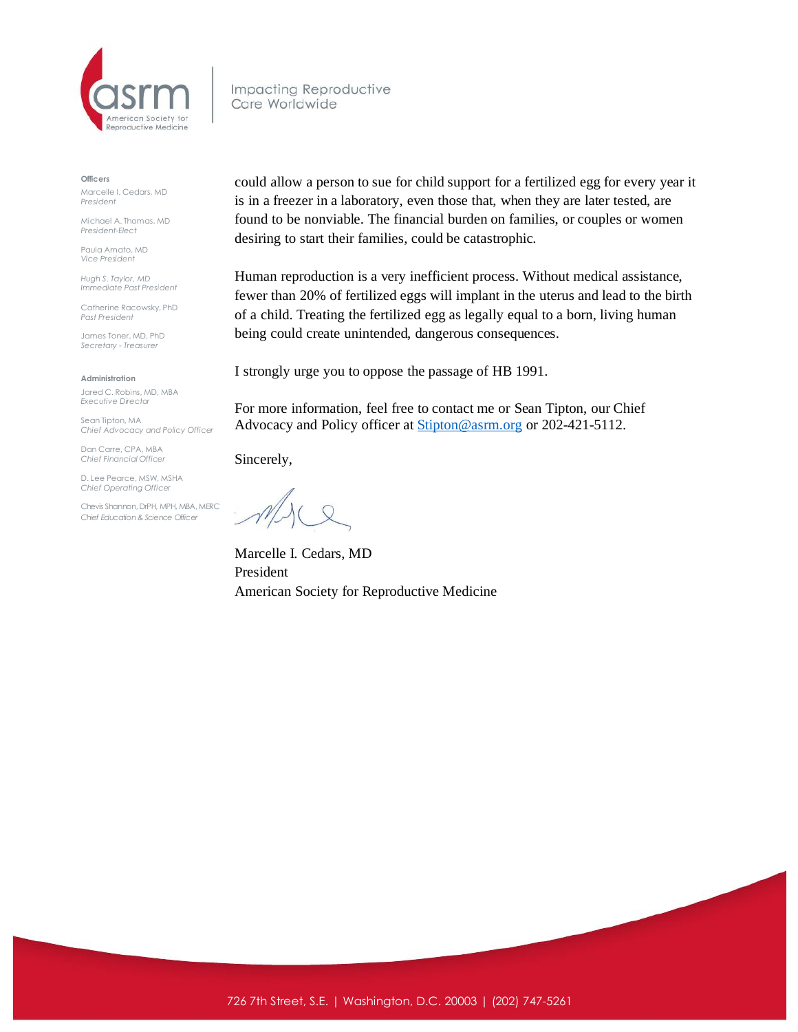Officers

Marcelle I. Cedars, MD
*President*

Michael A. Thomas, MD
*President-Elect*

Paula Amato, MD
*Vice President*

Hugh S. Taylor, MD
*Immediate Past President*

Catherine Racowsky, PhD
*Past President*

James Toner, MD, PhD
*Secretary - Treasurer*

Administration

Jared C. Robins, MD, MBA
*Executive Director*

Sean Tipton, MA
*Chief Advocacy and Policy Officer*

Dan Carre, CPA, MBA
*Chief Financial Officer*

D. Lee Pearce, MSW, MSHA
*Chief Operating Officer*

Chevis Shannon, DrPH, MPH, MBA, MERC
*Chief Education & Science Officer*

could allow a person to sue for child support for a fertilized egg for every year it is in a freezer in a laboratory, even those that, when they are later tested, are found to be nonviable. The financial burden on families, or couples or women desiring to start their families, could be catastrophic.

Human reproduction is a very inefficient process. Without medical assistance, fewer than 20% of fertilized eggs will implant in the uterus and lead to the birth of a child. Treating the fertilized egg as legally equal to a born, living human being could create unintended, dangerous consequences.

I strongly urge you to oppose the passage of HB 1991.

For more information, feel free to contact me or Sean Tipton, our Chief Advocacy and Policy officer at Stipton@asrm.org or 202-421-5112.

Sincerely,

Marcelle I. Cedars, MD
President
American Society for Reproductive Medicine

726 7th Street, S.E. | Washington, D.C. 20003 | (202) 747-5261